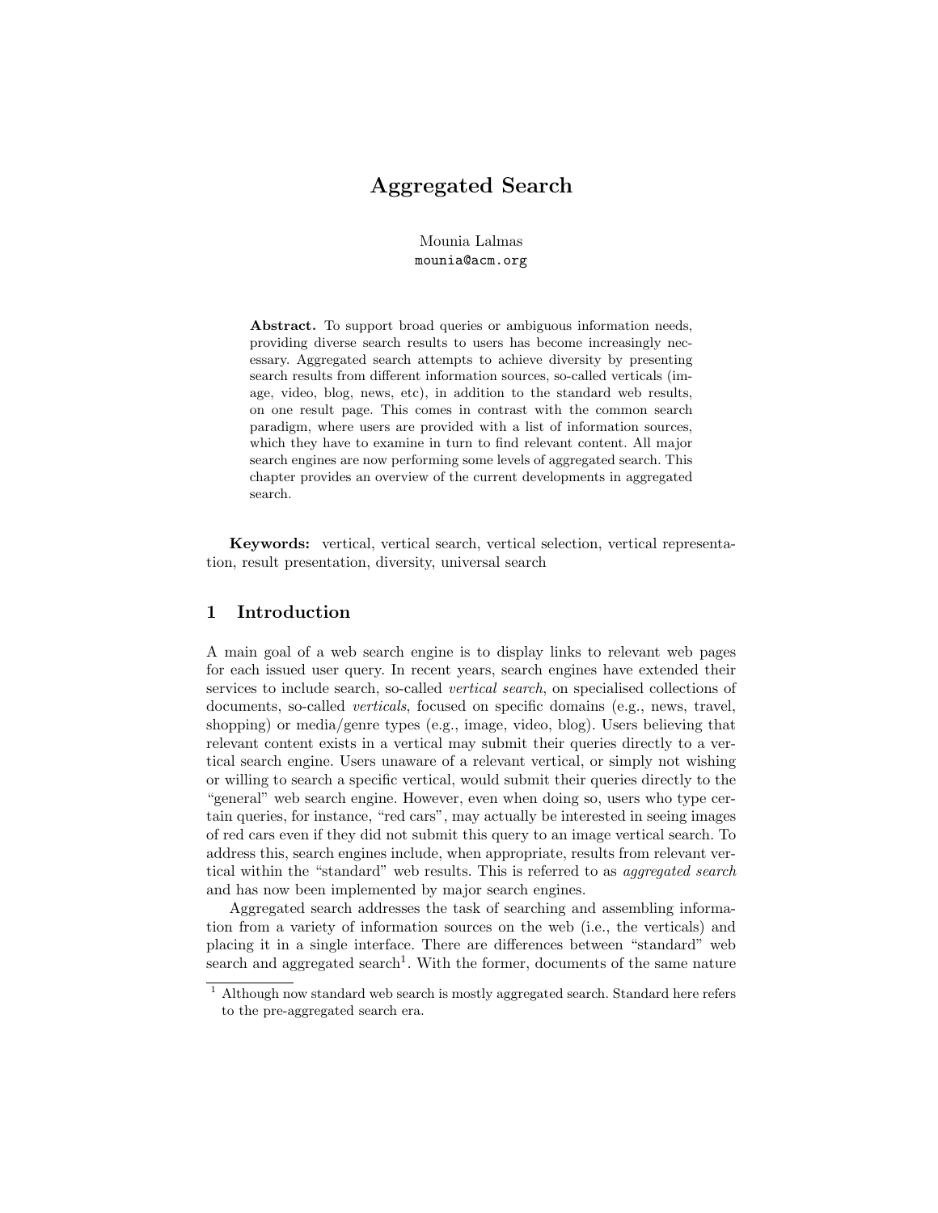# Aggregated Search

Mounia Lalmas
mounia@acm.org

**Abstract.** To support broad queries or ambiguous information needs, providing diverse search results to users has become increasingly necessary. Aggregated search attempts to achieve diversity by presenting search results from different information sources, so-called verticals (image, video, blog, news, etc), in addition to the standard web results, on one result page. This comes in contrast with the common search paradigm, where users are provided with a list of information sources, which they have to examine in turn to find relevant content. All major search engines are now performing some levels of aggregated search. This chapter provides an overview of the current developments in aggregated search.

**Keywords:** vertical, vertical search, vertical selection, vertical representation, result presentation, diversity, universal search

## 1 Introduction

A main goal of a web search engine is to display links to relevant web pages for each issued user query. In recent years, search engines have extended their services to include search, so-called *vertical search*, on specialised collections of documents, so-called *verticals*, focused on specific domains (e.g., news, travel, shopping) or media/genre types (e.g., image, video, blog). Users believing that relevant content exists in a vertical may submit their queries directly to a vertical search engine. Users unaware of a relevant vertical, or simply not wishing or willing to search a specific vertical, would submit their queries directly to the "general" web search engine. However, even when doing so, users who type certain queries, for instance, "red cars", may actually be interested in seeing images of red cars even if they did not submit this query to an image vertical search. To address this, search engines include, when appropriate, results from relevant vertical within the "standard" web results. This is referred to as *aggregated search* and has now been implemented by major search engines.

Aggregated search addresses the task of searching and assembling information from a variety of information sources on the web (i.e., the verticals) and placing it in a single interface. There are differences between "standard" web search and aggregated search[1]. With the former, documents of the same nature

[1] Although now standard web search is mostly aggregated search. Standard here refers to the pre-aggregated search era.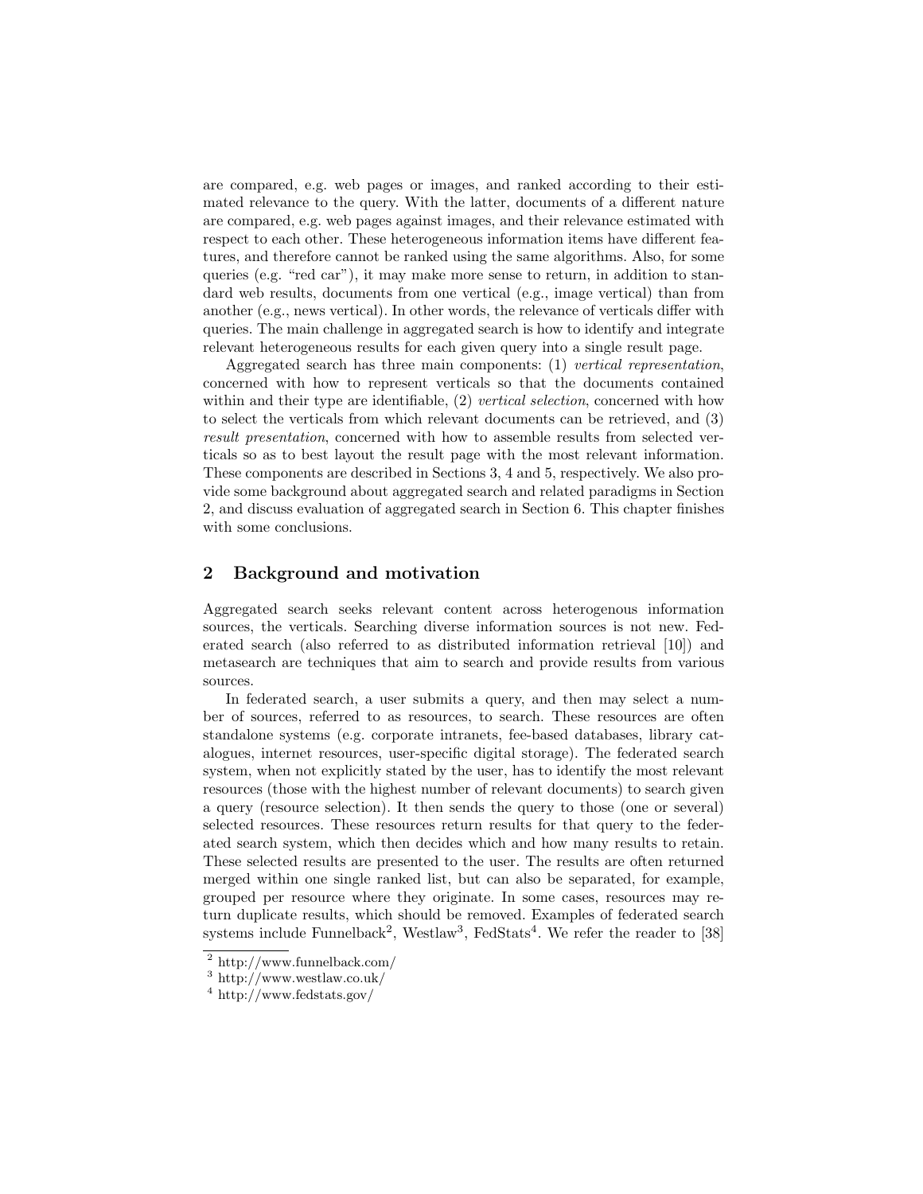are compared, e.g. web pages or images, and ranked according to their estimated relevance to the query. With the latter, documents of a different nature are compared, e.g. web pages against images, and their relevance estimated with respect to each other. These heterogeneous information items have different features, and therefore cannot be ranked using the same algorithms. Also, for some queries (e.g. "red car"), it may make more sense to return, in addition to standard web results, documents from one vertical (e.g., image vertical) than from another (e.g., news vertical). In other words, the relevance of verticals differ with queries. The main challenge in aggregated search is how to identify and integrate relevant heterogeneous results for each given query into a single result page.

Aggregated search has three main components: (1) *vertical representation*, concerned with how to represent verticals so that the documents contained within and their type are identifiable, (2) *vertical selection*, concerned with how to select the verticals from which relevant documents can be retrieved, and (3) *result presentation*, concerned with how to assemble results from selected verticals so as to best layout the result page with the most relevant information. These components are described in Sections 3, 4 and 5, respectively. We also provide some background about aggregated search and related paradigms in Section 2, and discuss evaluation of aggregated search in Section 6. This chapter finishes with some conclusions.

## 2 Background and motivation

Aggregated search seeks relevant content across heterogenous information sources, the verticals. Searching diverse information sources is not new. Federated search (also referred to as distributed information retrieval [10]) and metasearch are techniques that aim to search and provide results from various sources.

In federated search, a user submits a query, and then may select a number of sources, referred to as resources, to search. These resources are often standalone systems (e.g. corporate intranets, fee-based databases, library catalogues, internet resources, user-specific digital storage). The federated search system, when not explicitly stated by the user, has to identify the most relevant resources (those with the highest number of relevant documents) to search given a query (resource selection). It then sends the query to those (one or several) selected resources. These resources return results for that query to the federated search system, which then decides which and how many results to retain. These selected results are presented to the user. The results are often returned merged within one single ranked list, but can also be separated, for example, grouped per resource where they originate. In some cases, resources may return duplicate results, which should be removed. Examples of federated search systems include Funnelback[2], Westlaw[3], FedStats[4]. We refer the reader to [38]

[2] http://www.funnelback.com/

[3] http://www.westlaw.co.uk/

[4] http://www.fedstats.gov/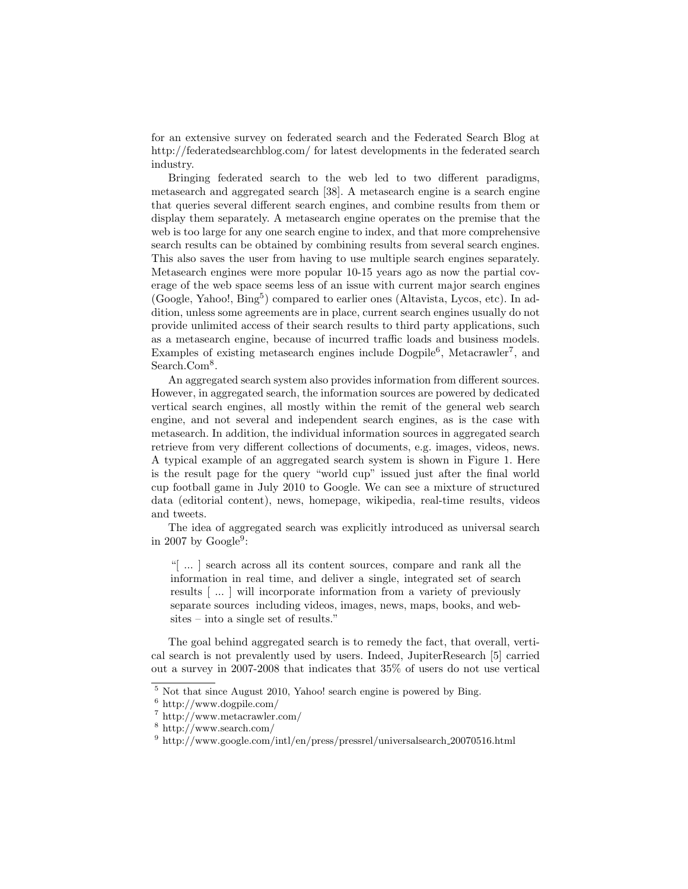for an extensive survey on federated search and the Federated Search Blog at http://federatedsearchblog.com/ for latest developments in the federated search industry.

Bringing federated search to the web led to two different paradigms, metasearch and aggregated search [38]. A metasearch engine is a search engine that queries several different search engines, and combine results from them or display them separately. A metasearch engine operates on the premise that the web is too large for any one search engine to index, and that more comprehensive search results can be obtained by combining results from several search engines. This also saves the user from having to use multiple search engines separately. Metasearch engines were more popular 10-15 years ago as now the partial coverage of the web space seems less of an issue with current major search engines (Google, Yahoo!, Bing[5]) compared to earlier ones (Altavista, Lycos, etc). In addition, unless some agreements are in place, current search engines usually do not provide unlimited access of their search results to third party applications, such as a metasearch engine, because of incurred traffic loads and business models. Examples of existing metasearch engines include Dogpile[6], Metacrawler[7], and Search.Com[8].

An aggregated search system also provides information from different sources. However, in aggregated search, the information sources are powered by dedicated vertical search engines, all mostly within the remit of the general web search engine, and not several and independent search engines, as is the case with metasearch. In addition, the individual information sources in aggregated search retrieve from very different collections of documents, e.g. images, videos, news. A typical example of an aggregated search system is shown in Figure 1. Here is the result page for the query "world cup" issued just after the final world cup football game in July 2010 to Google. We can see a mixture of structured data (editorial content), news, homepage, wikipedia, real-time results, videos and tweets.

The idea of aggregated search was explicitly introduced as universal search in 2007 by Google[9]:

> "[ ... ] search across all its content sources, compare and rank all the information in real time, and deliver a single, integrated set of search results [ ... ] will incorporate information from a variety of previously separate sources including videos, images, news, maps, books, and websites – into a single set of results."

The goal behind aggregated search is to remedy the fact, that overall, vertical search is not prevalently used by users. Indeed, JupiterResearch [5] carried out a survey in 2007-2008 that indicates that 35% of users do not use vertical

---

[5] Not that since August 2010, Yahoo! search engine is powered by Bing.

[6] http://www.dogpile.com/

[7] http://www.metacrawler.com/

[8] http://www.search.com/

[9] http://www.google.com/intl/en/press/pressrel/universalsearch_20070516.html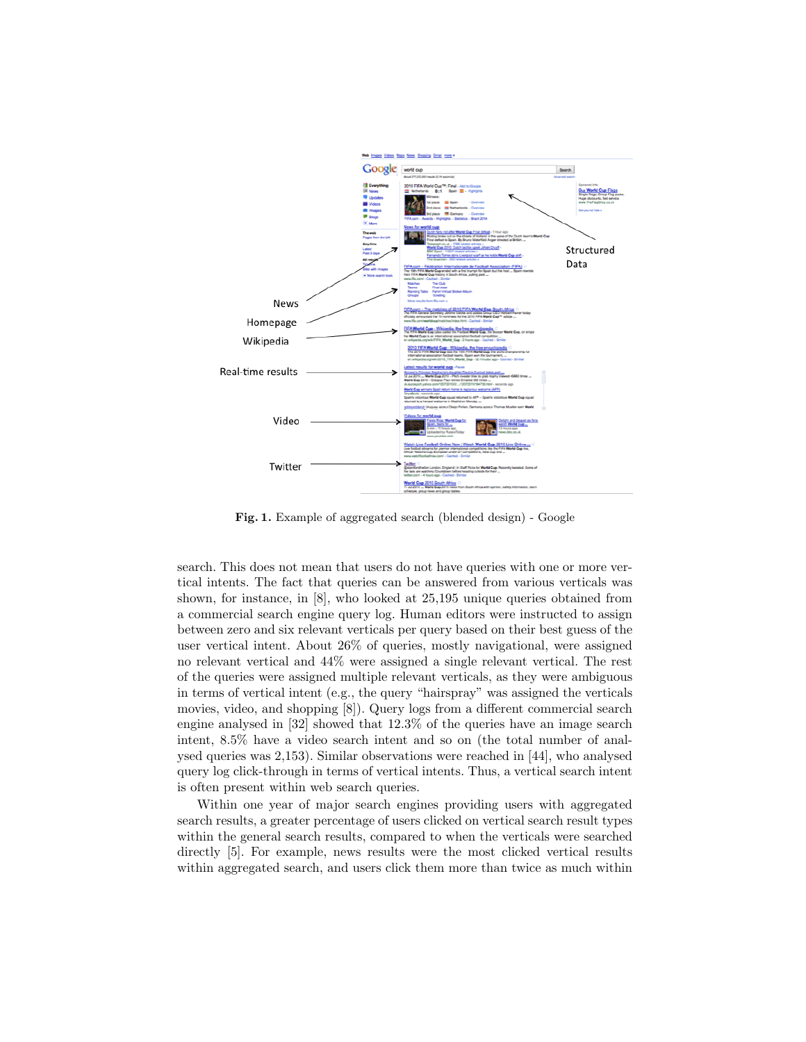Structured Data

News

Homepage

Wikipedia

Real-time results

Video

Twitter

**Fig. 1.** Example of aggregated search (blended design) - Google

search. This does not mean that users do not have queries with one or more vertical intents. The fact that queries can be answered from various verticals was shown, for instance, in [8], who looked at 25,195 unique queries obtained from a commercial search engine query log. Human editors were instructed to assign between zero and six relevant verticals per query based on their best guess of the user vertical intent. About 26% of queries, mostly navigational, were assigned no relevant vertical and 44% were assigned a single relevant vertical. The rest of the queries were assigned multiple relevant verticals, as they were ambiguous in terms of vertical intent (e.g., the query "hairspray" was assigned the verticals movies, video, and shopping [8]). Query logs from a different commercial search engine analysed in [32] showed that 12.3% of the queries have an image search intent, 8.5% have a video search intent and so on (the total number of analysed queries was 2,153). Similar observations were reached in [44], who analysed query log click-through in terms of vertical intents. Thus, a vertical search intent is often present within web search queries.

Within one year of major search engines providing users with aggregated search results, a greater percentage of users clicked on vertical search result types within the general search results, compared to when the verticals were searched directly [5]. For example, news results were the most clicked vertical results within aggregated search, and users click them more than twice as much within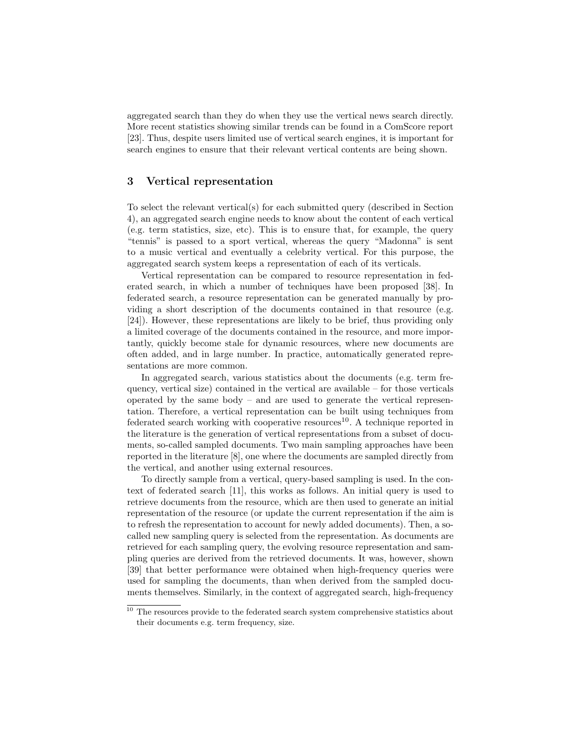aggregated search than they do when they use the vertical news search directly. More recent statistics showing similar trends can be found in a ComScore report [23]. Thus, despite users limited use of vertical search engines, it is important for search engines to ensure that their relevant vertical contents are being shown.

## 3 Vertical representation

To select the relevant vertical(s) for each submitted query (described in Section 4), an aggregated search engine needs to know about the content of each vertical (e.g. term statistics, size, etc). This is to ensure that, for example, the query "tennis" is passed to a sport vertical, whereas the query "Madonna" is sent to a music vertical and eventually a celebrity vertical. For this purpose, the aggregated search system keeps a representation of each of its verticals.

Vertical representation can be compared to resource representation in federated search, in which a number of techniques have been proposed [38]. In federated search, a resource representation can be generated manually by providing a short description of the documents contained in that resource (e.g. [24]). However, these representations are likely to be brief, thus providing only a limited coverage of the documents contained in the resource, and more importantly, quickly become stale for dynamic resources, where new documents are often added, and in large number. In practice, automatically generated representations are more common.

In aggregated search, various statistics about the documents (e.g. term frequency, vertical size) contained in the vertical are available – for those verticals operated by the same body – and are used to generate the vertical representation. Therefore, a vertical representation can be built using techniques from federated search working with cooperative resources[10]. A technique reported in the literature is the generation of vertical representations from a subset of documents, so-called sampled documents. Two main sampling approaches have been reported in the literature [8], one where the documents are sampled directly from the vertical, and another using external resources.

To directly sample from a vertical, query-based sampling is used. In the context of federated search [11], this works as follows. An initial query is used to retrieve documents from the resource, which are then used to generate an initial representation of the resource (or update the current representation if the aim is to refresh the representation to account for newly added documents). Then, a so-called new sampling query is selected from the representation. As documents are retrieved for each sampling query, the evolving resource representation and sampling queries are derived from the retrieved documents. It was, however, shown [39] that better performance were obtained when high-frequency queries were used for sampling the documents, than when derived from the sampled documents themselves. Similarly, in the context of aggregated search, high-frequency

[10] The resources provide to the federated search system comprehensive statistics about their documents e.g. term frequency, size.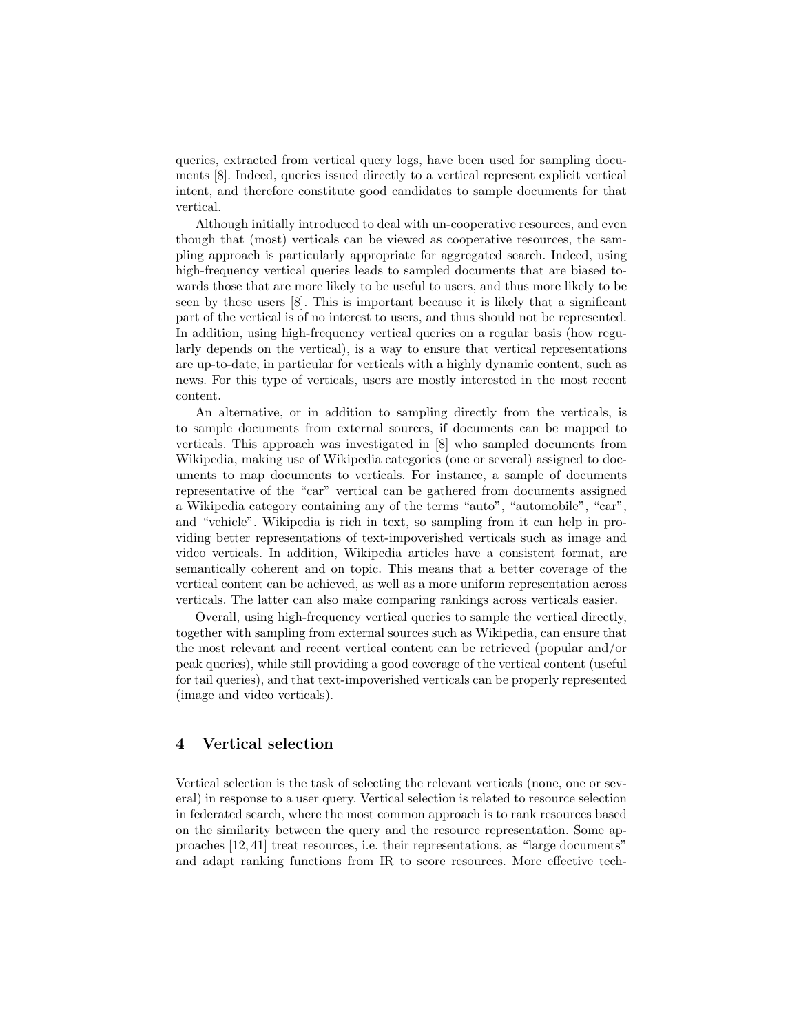queries, extracted from vertical query logs, have been used for sampling documents [8]. Indeed, queries issued directly to a vertical represent explicit vertical intent, and therefore constitute good candidates to sample documents for that vertical.

Although initially introduced to deal with un-cooperative resources, and even though that (most) verticals can be viewed as cooperative resources, the sampling approach is particularly appropriate for aggregated search. Indeed, using high-frequency vertical queries leads to sampled documents that are biased towards those that are more likely to be useful to users, and thus more likely to be seen by these users [8]. This is important because it is likely that a significant part of the vertical is of no interest to users, and thus should not be represented. In addition, using high-frequency vertical queries on a regular basis (how regularly depends on the vertical), is a way to ensure that vertical representations are up-to-date, in particular for verticals with a highly dynamic content, such as news. For this type of verticals, users are mostly interested in the most recent content.

An alternative, or in addition to sampling directly from the verticals, is to sample documents from external sources, if documents can be mapped to verticals. This approach was investigated in [8] who sampled documents from Wikipedia, making use of Wikipedia categories (one or several) assigned to documents to map documents to verticals. For instance, a sample of documents representative of the "car" vertical can be gathered from documents assigned a Wikipedia category containing any of the terms "auto", "automobile", "car", and "vehicle". Wikipedia is rich in text, so sampling from it can help in providing better representations of text-impoverished verticals such as image and video verticals. In addition, Wikipedia articles have a consistent format, are semantically coherent and on topic. This means that a better coverage of the vertical content can be achieved, as well as a more uniform representation across verticals. The latter can also make comparing rankings across verticals easier.

Overall, using high-frequency vertical queries to sample the vertical directly, together with sampling from external sources such as Wikipedia, can ensure that the most relevant and recent vertical content can be retrieved (popular and/or peak queries), while still providing a good coverage of the vertical content (useful for tail queries), and that text-impoverished verticals can be properly represented (image and video verticals).

## 4 Vertical selection

Vertical selection is the task of selecting the relevant verticals (none, one or several) in response to a user query. Vertical selection is related to resource selection in federated search, where the most common approach is to rank resources based on the similarity between the query and the resource representation. Some approaches [12, 41] treat resources, i.e. their representations, as "large documents" and adapt ranking functions from IR to score resources. More effective tech-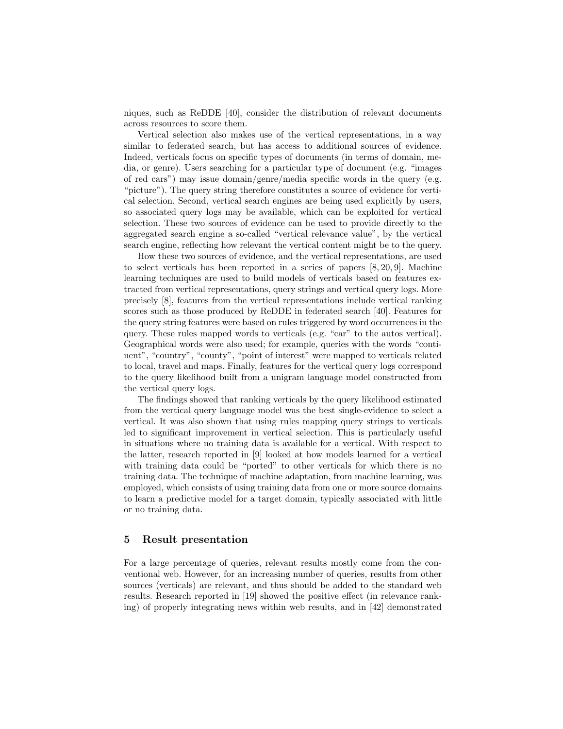niques, such as ReDDE [40], consider the distribution of relevant documents across resources to score them.

Vertical selection also makes use of the vertical representations, in a way similar to federated search, but has access to additional sources of evidence. Indeed, verticals focus on specific types of documents (in terms of domain, media, or genre). Users searching for a particular type of document (e.g. "images of red cars") may issue domain/genre/media specific words in the query (e.g. "picture"). The query string therefore constitutes a source of evidence for vertical selection. Second, vertical search engines are being used explicitly by users, so associated query logs may be available, which can be exploited for vertical selection. These two sources of evidence can be used to provide directly to the aggregated search engine a so-called "vertical relevance value", by the vertical search engine, reflecting how relevant the vertical content might be to the query.

How these two sources of evidence, and the vertical representations, are used to select verticals has been reported in a series of papers [8, 20, 9]. Machine learning techniques are used to build models of verticals based on features extracted from vertical representations, query strings and vertical query logs. More precisely [8], features from the vertical representations include vertical ranking scores such as those produced by ReDDE in federated search [40]. Features for the query string features were based on rules triggered by word occurrences in the query. These rules mapped words to verticals (e.g. "car" to the autos vertical). Geographical words were also used; for example, queries with the words "continent", "country", "county", "point of interest" were mapped to verticals related to local, travel and maps. Finally, features for the vertical query logs correspond to the query likelihood built from a unigram language model constructed from the vertical query logs.

The findings showed that ranking verticals by the query likelihood estimated from the vertical query language model was the best single-evidence to select a vertical. It was also shown that using rules mapping query strings to verticals led to significant improvement in vertical selection. This is particularly useful in situations where no training data is available for a vertical. With respect to the latter, research reported in [9] looked at how models learned for a vertical with training data could be "ported" to other verticals for which there is no training data. The technique of machine adaptation, from machine learning, was employed, which consists of using training data from one or more source domains to learn a predictive model for a target domain, typically associated with little or no training data.

## 5 Result presentation

For a large percentage of queries, relevant results mostly come from the conventional web. However, for an increasing number of queries, results from other sources (verticals) are relevant, and thus should be added to the standard web results. Research reported in [19] showed the positive effect (in relevance ranking) of properly integrating news within web results, and in [42] demonstrated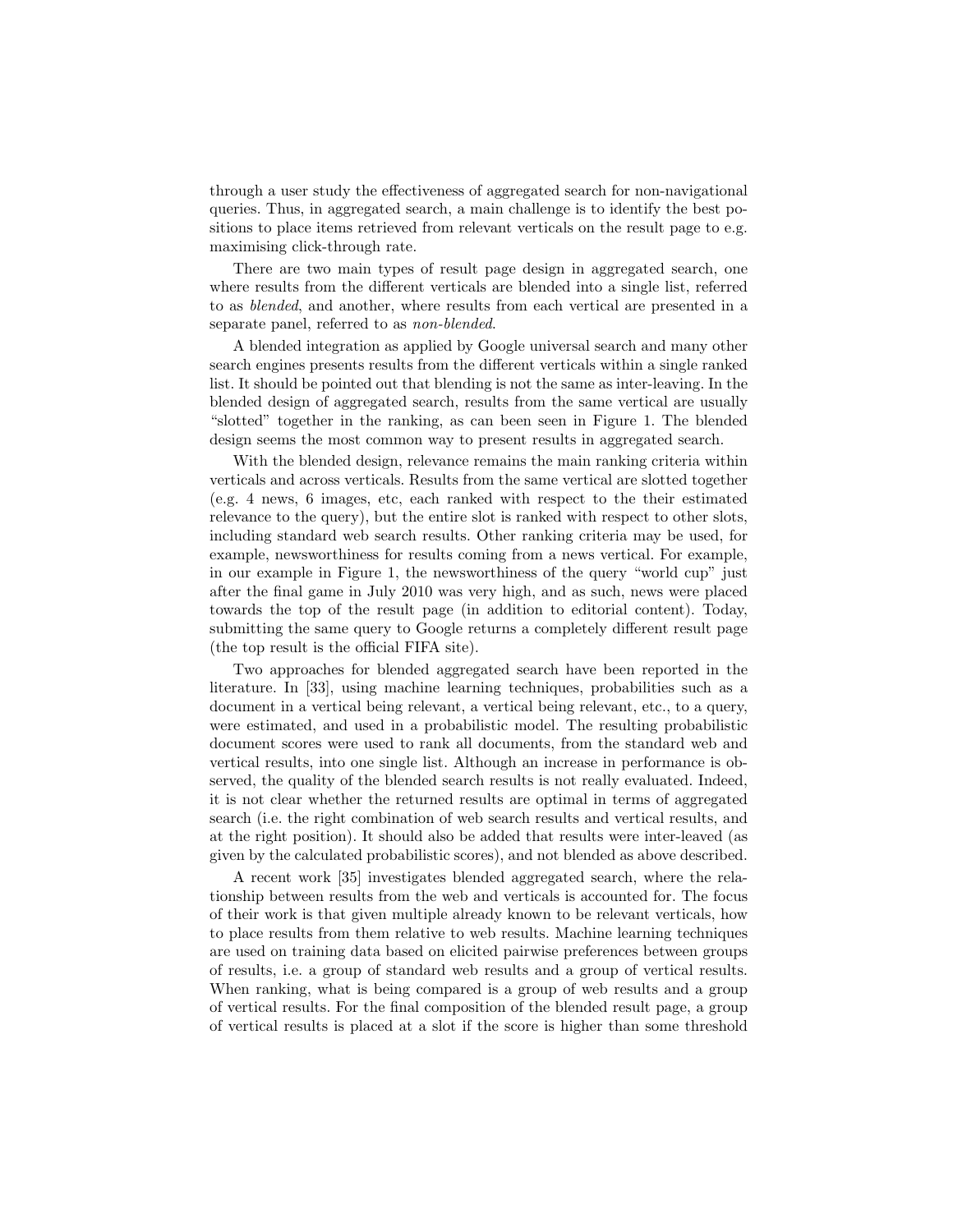through a user study the effectiveness of aggregated search for non-navigational queries. Thus, in aggregated search, a main challenge is to identify the best positions to place items retrieved from relevant verticals on the result page to e.g. maximising click-through rate.

There are two main types of result page design in aggregated search, one where results from the different verticals are blended into a single list, referred to as *blended*, and another, where results from each vertical are presented in a separate panel, referred to as *non-blended*.

A blended integration as applied by Google universal search and many other search engines presents results from the different verticals within a single ranked list. It should be pointed out that blending is not the same as inter-leaving. In the blended design of aggregated search, results from the same vertical are usually "slotted" together in the ranking, as can been seen in Figure 1. The blended design seems the most common way to present results in aggregated search.

With the blended design, relevance remains the main ranking criteria within verticals and across verticals. Results from the same vertical are slotted together (e.g. 4 news, 6 images, etc, each ranked with respect to the their estimated relevance to the query), but the entire slot is ranked with respect to other slots, including standard web search results. Other ranking criteria may be used, for example, newsworthiness for results coming from a news vertical. For example, in our example in Figure 1, the newsworthiness of the query "world cup" just after the final game in July 2010 was very high, and as such, news were placed towards the top of the result page (in addition to editorial content). Today, submitting the same query to Google returns a completely different result page (the top result is the official FIFA site).

Two approaches for blended aggregated search have been reported in the literature. In [33], using machine learning techniques, probabilities such as a document in a vertical being relevant, a vertical being relevant, etc., to a query, were estimated, and used in a probabilistic model. The resulting probabilistic document scores were used to rank all documents, from the standard web and vertical results, into one single list. Although an increase in performance is observed, the quality of the blended search results is not really evaluated. Indeed, it is not clear whether the returned results are optimal in terms of aggregated search (i.e. the right combination of web search results and vertical results, and at the right position). It should also be added that results were inter-leaved (as given by the calculated probabilistic scores), and not blended as above described.

A recent work [35] investigates blended aggregated search, where the relationship between results from the web and verticals is accounted for. The focus of their work is that given multiple already known to be relevant verticals, how to place results from them relative to web results. Machine learning techniques are used on training data based on elicited pairwise preferences between groups of results, i.e. a group of standard web results and a group of vertical results. When ranking, what is being compared is a group of web results and a group of vertical results. For the final composition of the blended result page, a group of vertical results is placed at a slot if the score is higher than some threshold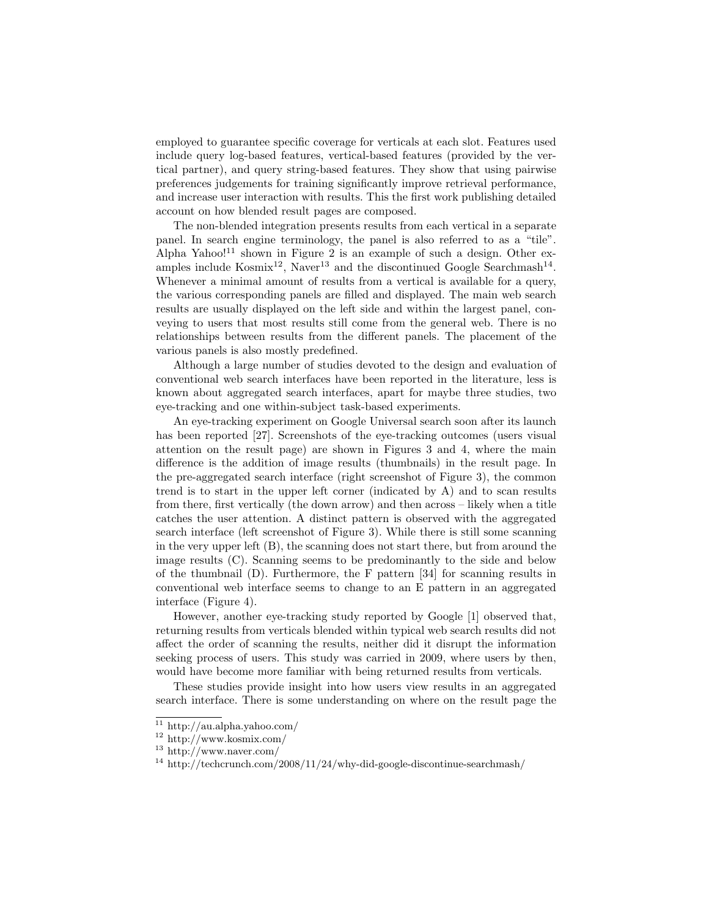employed to guarantee specific coverage for verticals at each slot. Features used include query log-based features, vertical-based features (provided by the vertical partner), and query string-based features. They show that using pairwise preferences judgements for training significantly improve retrieval performance, and increase user interaction with results. This the first work publishing detailed account on how blended result pages are composed.

The non-blended integration presents results from each vertical in a separate panel. In search engine terminology, the panel is also referred to as a "tile". Alpha Yahoo![11] shown in Figure 2 is an example of such a design. Other examples include Kosmix[12], Naver[13] and the discontinued Google Searchmash[14]. Whenever a minimal amount of results from a vertical is available for a query, the various corresponding panels are filled and displayed. The main web search results are usually displayed on the left side and within the largest panel, conveying to users that most results still come from the general web. There is no relationships between results from the different panels. The placement of the various panels is also mostly predefined.

Although a large number of studies devoted to the design and evaluation of conventional web search interfaces have been reported in the literature, less is known about aggregated search interfaces, apart for maybe three studies, two eye-tracking and one within-subject task-based experiments.

An eye-tracking experiment on Google Universal search soon after its launch has been reported [27]. Screenshots of the eye-tracking outcomes (users visual attention on the result page) are shown in Figures 3 and 4, where the main difference is the addition of image results (thumbnails) in the result page. In the pre-aggregated search interface (right screenshot of Figure 3), the common trend is to start in the upper left corner (indicated by A) and to scan results from there, first vertically (the down arrow) and then across – likely when a title catches the user attention. A distinct pattern is observed with the aggregated search interface (left screenshot of Figure 3). While there is still some scanning in the very upper left (B), the scanning does not start there, but from around the image results (C). Scanning seems to be predominantly to the side and below of the thumbnail (D). Furthermore, the F pattern [34] for scanning results in conventional web interface seems to change to an E pattern in an aggregated interface (Figure 4).

However, another eye-tracking study reported by Google [1] observed that, returning results from verticals blended within typical web search results did not affect the order of scanning the results, neither did it disrupt the information seeking process of users. This study was carried in 2009, where users by then, would have become more familiar with being returned results from verticals.

These studies provide insight into how users view results in an aggregated search interface. There is some understanding on where on the result page the

[11] http://au.alpha.yahoo.com/

[12] http://www.kosmix.com/

[13] http://www.naver.com/

[14] http://techcrunch.com/2008/11/24/why-did-google-discontinue-searchmash/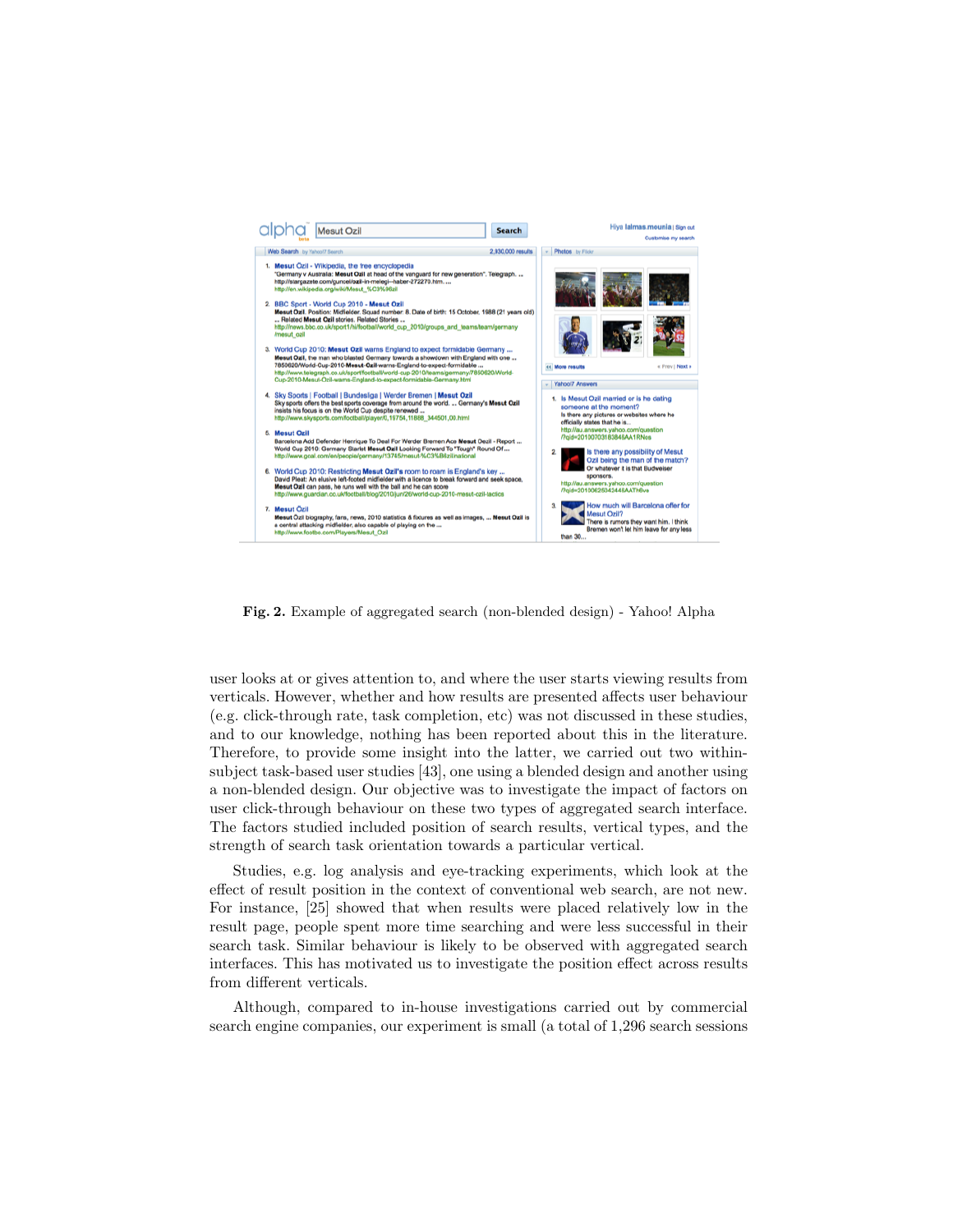**Fig. 2.** Example of aggregated search (non-blended design) - Yahoo! Alpha

user looks at or gives attention to, and where the user starts viewing results from verticals. However, whether and how results are presented affects user behaviour (e.g. click-through rate, task completion, etc) was not discussed in these studies, and to our knowledge, nothing has been reported about this in the literature. Therefore, to provide some insight into the latter, we carried out two within-subject task-based user studies [43], one using a blended design and another using a non-blended design. Our objective was to investigate the impact of factors on user click-through behaviour on these two types of aggregated search interface. The factors studied included position of search results, vertical types, and the strength of search task orientation towards a particular vertical.

Studies, e.g. log analysis and eye-tracking experiments, which look at the effect of result position in the context of conventional web search, are not new. For instance, [25] showed that when results were placed relatively low in the result page, people spent more time searching and were less successful in their search task. Similar behaviour is likely to be observed with aggregated search interfaces. This has motivated us to investigate the position effect across results from different verticals.

Although, compared to in-house investigations carried out by commercial search engine companies, our experiment is small (a total of 1,296 search sessions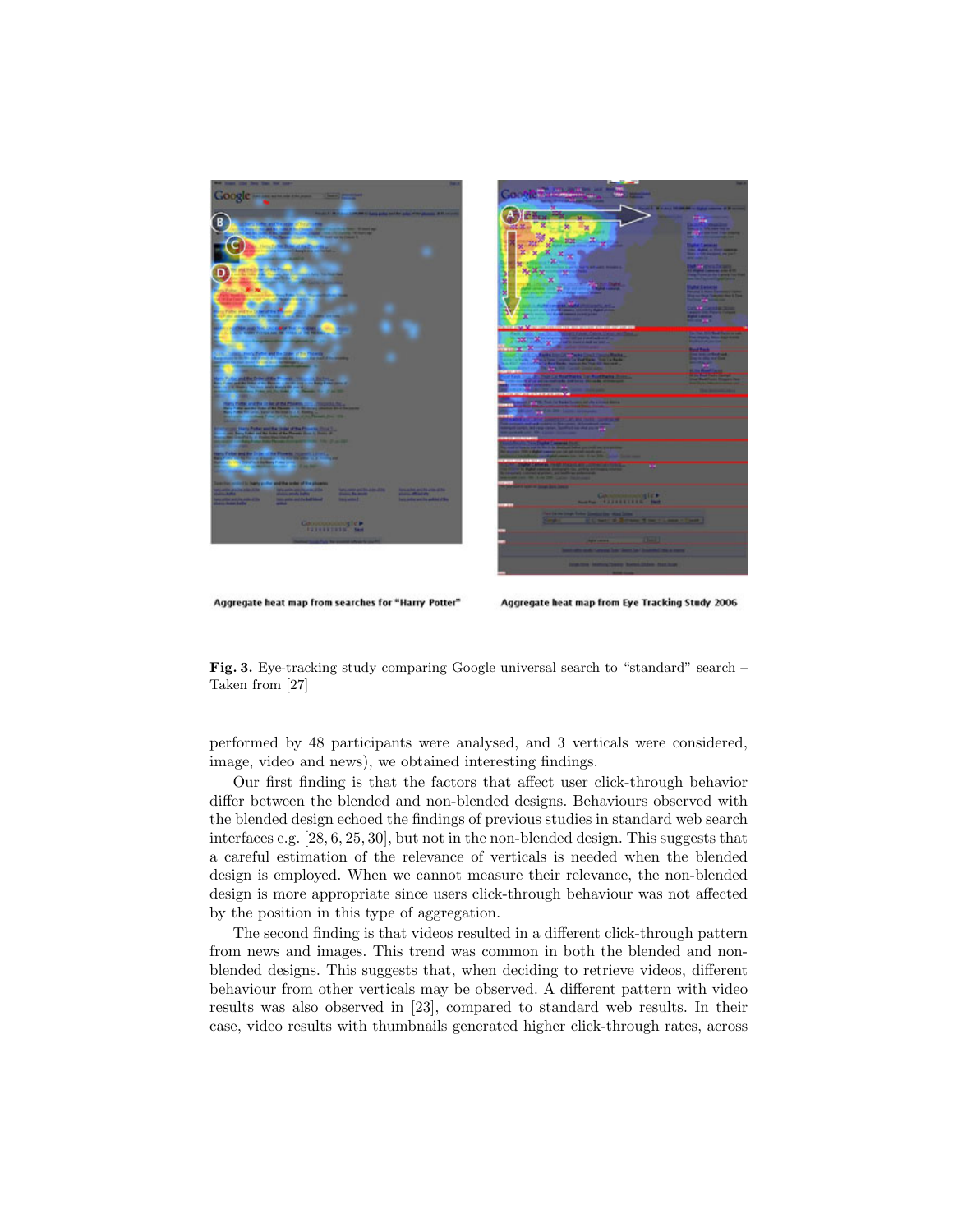Aggregate heat map from searches for "Harry Potter"

Aggregate heat map from Eye Tracking Study 2006

**Fig. 3.** Eye-tracking study comparing Google universal search to "standard" search – Taken from [27]

performed by 48 participants were analysed, and 3 verticals were considered, image, video and news), we obtained interesting findings.

Our first finding is that the factors that affect user click-through behavior differ between the blended and non-blended designs. Behaviours observed with the blended design echoed the findings of previous studies in standard web search interfaces e.g. [28, 6, 25, 30], but not in the non-blended design. This suggests that a careful estimation of the relevance of verticals is needed when the blended design is employed. When we cannot measure their relevance, the non-blended design is more appropriate since users click-through behaviour was not affected by the position in this type of aggregation.

The second finding is that videos resulted in a different click-through pattern from news and images. This trend was common in both the blended and non-blended designs. This suggests that, when deciding to retrieve videos, different behaviour from other verticals may be observed. A different pattern with video results was also observed in [23], compared to standard web results. In their case, video results with thumbnails generated higher click-through rates, across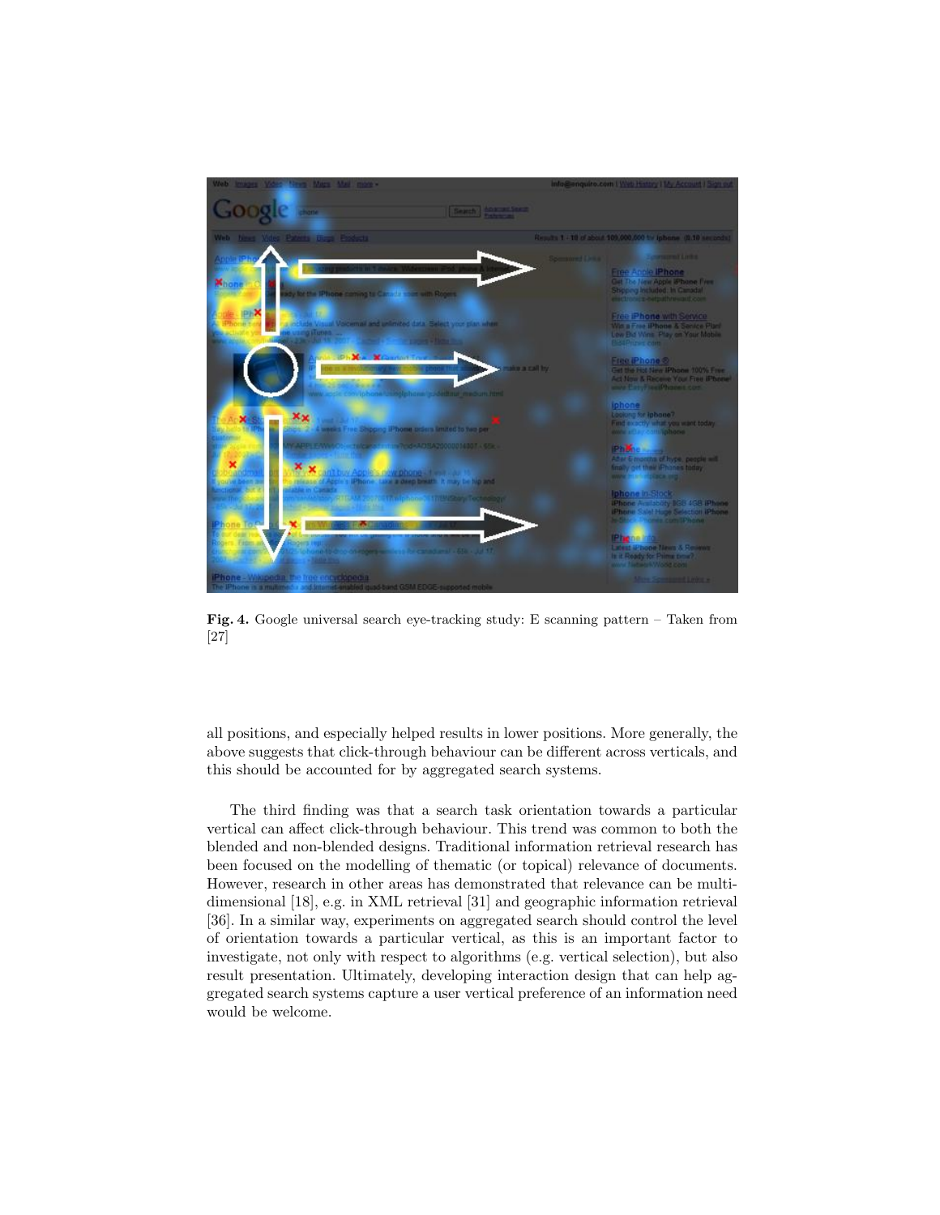**Fig. 4.** Google universal search eye-tracking study: E scanning pattern – Taken from [27]

all positions, and especially helped results in lower positions. More generally, the above suggests that click-through behaviour can be different across verticals, and this should be accounted for by aggregated search systems.

The third finding was that a search task orientation towards a particular vertical can affect click-through behaviour. This trend was common to both the blended and non-blended designs. Traditional information retrieval research has been focused on the modelling of thematic (or topical) relevance of documents. However, research in other areas has demonstrated that relevance can be multi-dimensional [18], e.g. in XML retrieval [31] and geographic information retrieval [36]. In a similar way, experiments on aggregated search should control the level of orientation towards a particular vertical, as this is an important factor to investigate, not only with respect to algorithms (e.g. vertical selection), but also result presentation. Ultimately, developing interaction design that can help aggregated search systems capture a user vertical preference of an information need would be welcome.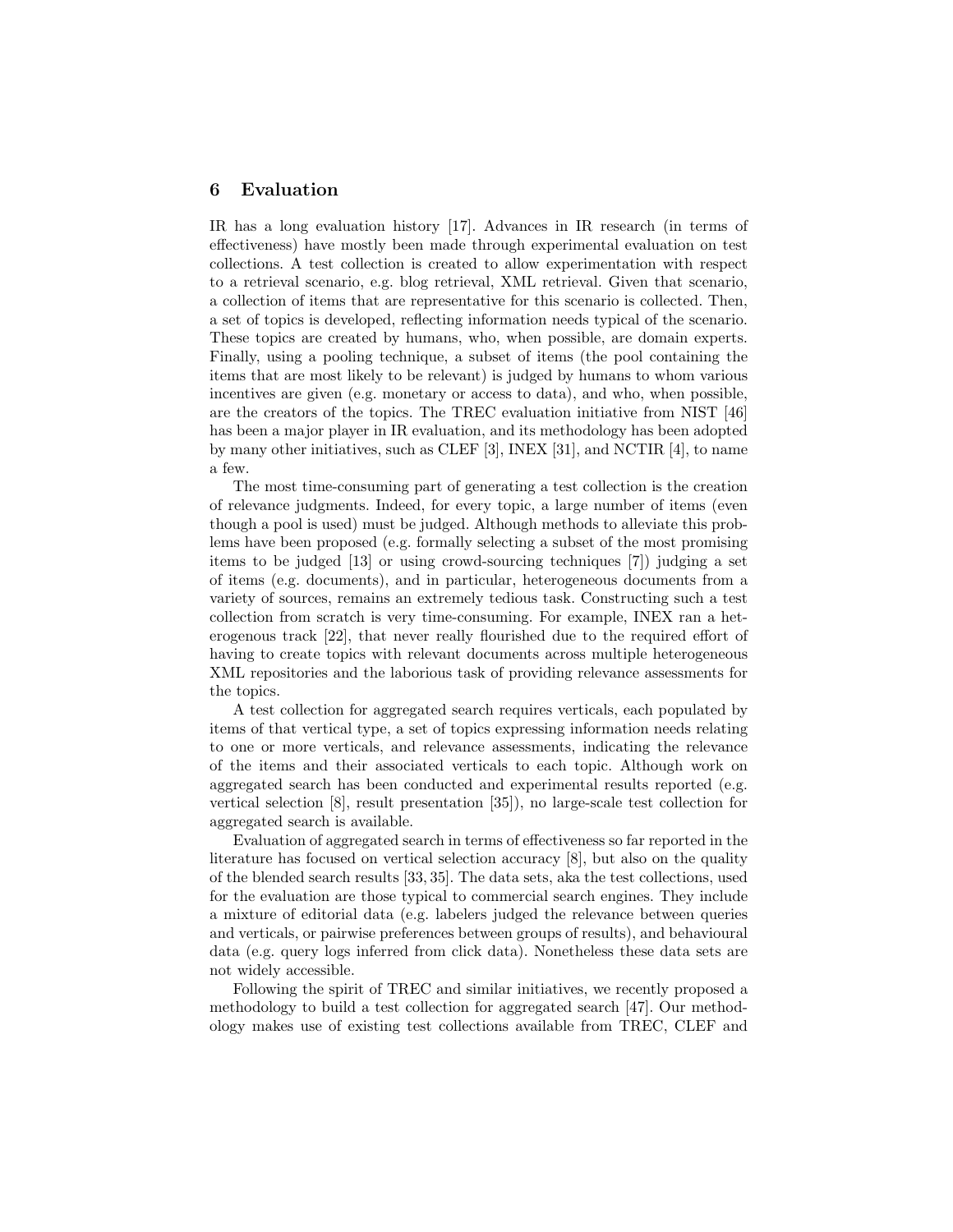## 6 Evaluation

IR has a long evaluation history [17]. Advances in IR research (in terms of effectiveness) have mostly been made through experimental evaluation on test collections. A test collection is created to allow experimentation with respect to a retrieval scenario, e.g. blog retrieval, XML retrieval. Given that scenario, a collection of items that are representative for this scenario is collected. Then, a set of topics is developed, reflecting information needs typical of the scenario. These topics are created by humans, who, when possible, are domain experts. Finally, using a pooling technique, a subset of items (the pool containing the items that are most likely to be relevant) is judged by humans to whom various incentives are given (e.g. monetary or access to data), and who, when possible, are the creators of the topics. The TREC evaluation initiative from NIST [46] has been a major player in IR evaluation, and its methodology has been adopted by many other initiatives, such as CLEF [3], INEX [31], and NCTIR [4], to name a few.

The most time-consuming part of generating a test collection is the creation of relevance judgments. Indeed, for every topic, a large number of items (even though a pool is used) must be judged. Although methods to alleviate this problems have been proposed (e.g. formally selecting a subset of the most promising items to be judged [13] or using crowd-sourcing techniques [7]) judging a set of items (e.g. documents), and in particular, heterogeneous documents from a variety of sources, remains an extremely tedious task. Constructing such a test collection from scratch is very time-consuming. For example, INEX ran a heterogenous track [22], that never really flourished due to the required effort of having to create topics with relevant documents across multiple heterogeneous XML repositories and the laborious task of providing relevance assessments for the topics.

A test collection for aggregated search requires verticals, each populated by items of that vertical type, a set of topics expressing information needs relating to one or more verticals, and relevance assessments, indicating the relevance of the items and their associated verticals to each topic. Although work on aggregated search has been conducted and experimental results reported (e.g. vertical selection [8], result presentation [35]), no large-scale test collection for aggregated search is available.

Evaluation of aggregated search in terms of effectiveness so far reported in the literature has focused on vertical selection accuracy [8], but also on the quality of the blended search results [33, 35]. The data sets, aka the test collections, used for the evaluation are those typical to commercial search engines. They include a mixture of editorial data (e.g. labelers judged the relevance between queries and verticals, or pairwise preferences between groups of results), and behavioural data (e.g. query logs inferred from click data). Nonetheless these data sets are not widely accessible.

Following the spirit of TREC and similar initiatives, we recently proposed a methodology to build a test collection for aggregated search [47]. Our methodology makes use of existing test collections available from TREC, CLEF and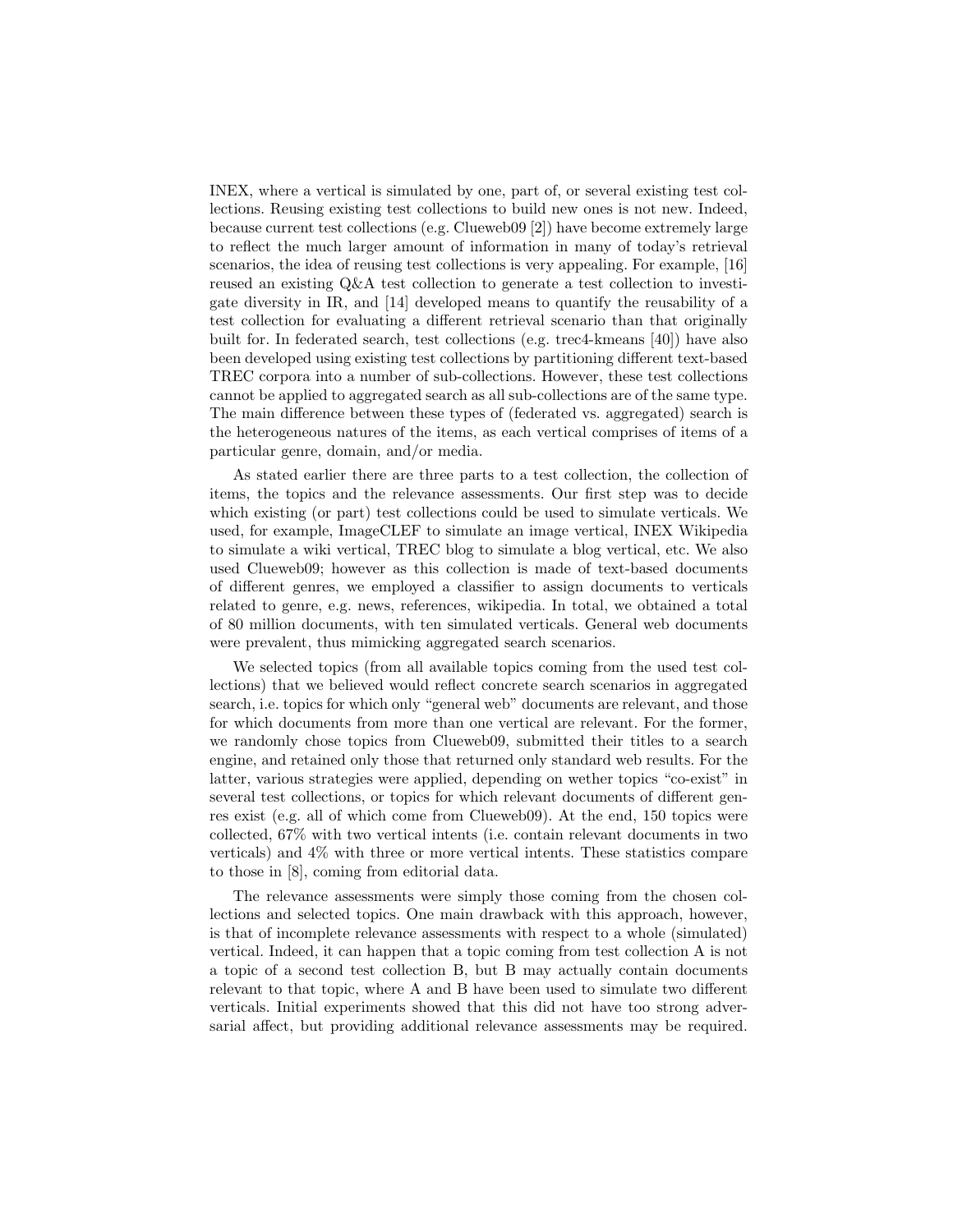INEX, where a vertical is simulated by one, part of, or several existing test collections. Reusing existing test collections to build new ones is not new. Indeed, because current test collections (e.g. Clueweb09 [2]) have become extremely large to reflect the much larger amount of information in many of today's retrieval scenarios, the idea of reusing test collections is very appealing. For example, [16] reused an existing Q&A test collection to generate a test collection to investigate diversity in IR, and [14] developed means to quantify the reusability of a test collection for evaluating a different retrieval scenario than that originally built for. In federated search, test collections (e.g. trec4-kmeans [40]) have also been developed using existing test collections by partitioning different text-based TREC corpora into a number of sub-collections. However, these test collections cannot be applied to aggregated search as all sub-collections are of the same type. The main difference between these types of (federated vs. aggregated) search is the heterogeneous natures of the items, as each vertical comprises of items of a particular genre, domain, and/or media.

As stated earlier there are three parts to a test collection, the collection of items, the topics and the relevance assessments. Our first step was to decide which existing (or part) test collections could be used to simulate verticals. We used, for example, ImageCLEF to simulate an image vertical, INEX Wikipedia to simulate a wiki vertical, TREC blog to simulate a blog vertical, etc. We also used Clueweb09; however as this collection is made of text-based documents of different genres, we employed a classifier to assign documents to verticals related to genre, e.g. news, references, wikipedia. In total, we obtained a total of 80 million documents, with ten simulated verticals. General web documents were prevalent, thus mimicking aggregated search scenarios.

We selected topics (from all available topics coming from the used test collections) that we believed would reflect concrete search scenarios in aggregated search, i.e. topics for which only "general web" documents are relevant, and those for which documents from more than one vertical are relevant. For the former, we randomly chose topics from Clueweb09, submitted their titles to a search engine, and retained only those that returned only standard web results. For the latter, various strategies were applied, depending on wether topics "co-exist" in several test collections, or topics for which relevant documents of different genres exist (e.g. all of which come from Clueweb09). At the end, 150 topics were collected, 67% with two vertical intents (i.e. contain relevant documents in two verticals) and 4% with three or more vertical intents. These statistics compare to those in [8], coming from editorial data.

The relevance assessments were simply those coming from the chosen collections and selected topics. One main drawback with this approach, however, is that of incomplete relevance assessments with respect to a whole (simulated) vertical. Indeed, it can happen that a topic coming from test collection A is not a topic of a second test collection B, but B may actually contain documents relevant to that topic, where A and B have been used to simulate two different verticals. Initial experiments showed that this did not have too strong adversarial affect, but providing additional relevance assessments may be required.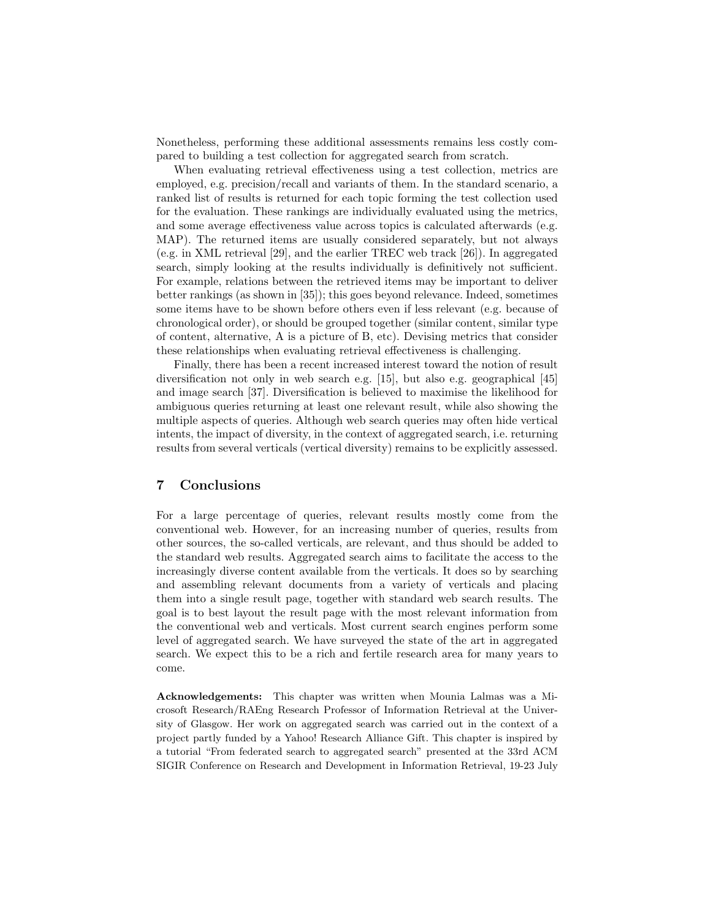Nonetheless, performing these additional assessments remains less costly compared to building a test collection for aggregated search from scratch.

When evaluating retrieval effectiveness using a test collection, metrics are employed, e.g. precision/recall and variants of them. In the standard scenario, a ranked list of results is returned for each topic forming the test collection used for the evaluation. These rankings are individually evaluated using the metrics, and some average effectiveness value across topics is calculated afterwards (e.g. MAP). The returned items are usually considered separately, but not always (e.g. in XML retrieval [29], and the earlier TREC web track [26]). In aggregated search, simply looking at the results individually is definitively not sufficient. For example, relations between the retrieved items may be important to deliver better rankings (as shown in [35]); this goes beyond relevance. Indeed, sometimes some items have to be shown before others even if less relevant (e.g. because of chronological order), or should be grouped together (similar content, similar type of content, alternative, A is a picture of B, etc). Devising metrics that consider these relationships when evaluating retrieval effectiveness is challenging.

Finally, there has been a recent increased interest toward the notion of result diversification not only in web search e.g. [15], but also e.g. geographical [45] and image search [37]. Diversification is believed to maximise the likelihood for ambiguous queries returning at least one relevant result, while also showing the multiple aspects of queries. Although web search queries may often hide vertical intents, the impact of diversity, in the context of aggregated search, i.e. returning results from several verticals (vertical diversity) remains to be explicitly assessed.

## 7 Conclusions

For a large percentage of queries, relevant results mostly come from the conventional web. However, for an increasing number of queries, results from other sources, the so-called verticals, are relevant, and thus should be added to the standard web results. Aggregated search aims to facilitate the access to the increasingly diverse content available from the verticals. It does so by searching and assembling relevant documents from a variety of verticals and placing them into a single result page, together with standard web search results. The goal is to best layout the result page with the most relevant information from the conventional web and verticals. Most current search engines perform some level of aggregated search. We have surveyed the state of the art in aggregated search. We expect this to be a rich and fertile research area for many years to come.

**Acknowledgements:** This chapter was written when Mounia Lalmas was a Microsoft Research/RAEng Research Professor of Information Retrieval at the University of Glasgow. Her work on aggregated search was carried out in the context of a project partly funded by a Yahoo! Research Alliance Gift. This chapter is inspired by a tutorial "From federated search to aggregated search" presented at the 33rd ACM SIGIR Conference on Research and Development in Information Retrieval, 19-23 July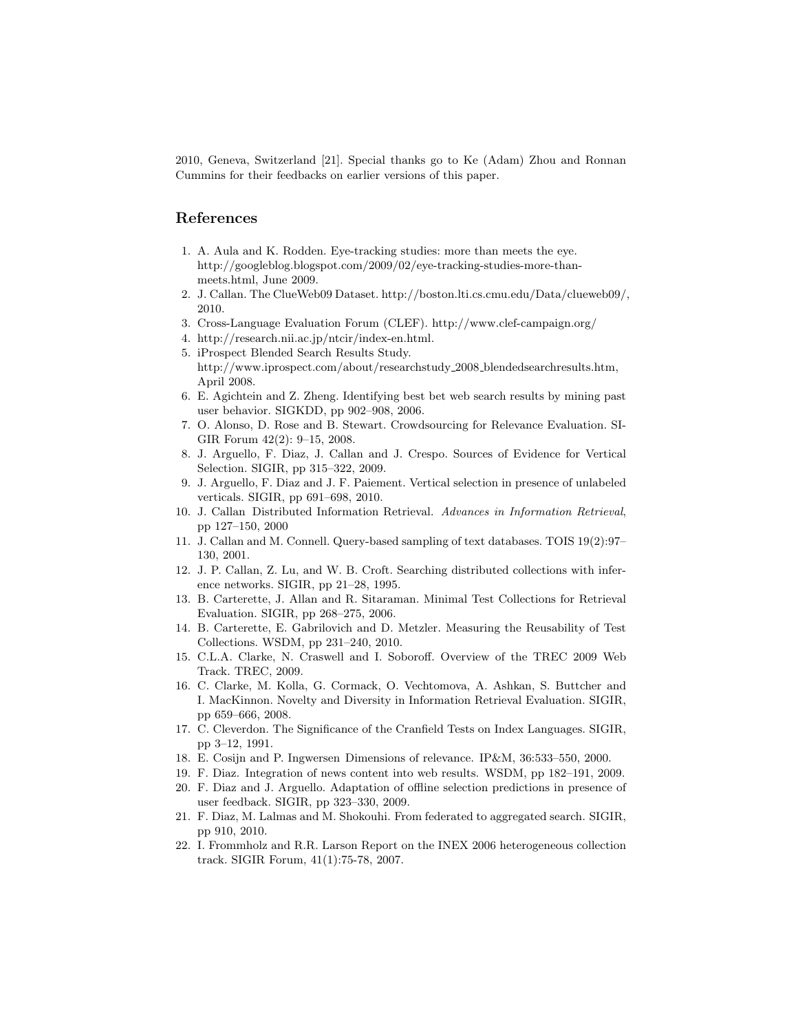2010, Geneva, Switzerland [21]. Special thanks go to Ke (Adam) Zhou and Ronnan Cummins for their feedbacks on earlier versions of this paper.

## References

1. A. Aula and K. Rodden. Eye-tracking studies: more than meets the eye. http://googleblog.blogspot.com/2009/02/eye-tracking-studies-more-than-meets.html, June 2009.
2. J. Callan. The ClueWeb09 Dataset. http://boston.lti.cs.cmu.edu/Data/clueweb09/, 2010.
3. Cross-Language Evaluation Forum (CLEF). http://www.clef-campaign.org/
4. http://research.nii.ac.jp/ntcir/index-en.html.
5. iProspect Blended Search Results Study. http://www.iprospect.com/about/researchstudy_2008_blendedsearchresults.htm, April 2008.
6. E. Agichtein and Z. Zheng. Identifying best bet web search results by mining past user behavior. SIGKDD, pp 902–908, 2006.
7. O. Alonso, D. Rose and B. Stewart. Crowdsourcing for Relevance Evaluation. SIGIR Forum 42(2): 9–15, 2008.
8. J. Arguello, F. Diaz, J. Callan and J. Crespo. Sources of Evidence for Vertical Selection. SIGIR, pp 315–322, 2009.
9. J. Arguello, F. Diaz and J. F. Paiement. Vertical selection in presence of unlabeled verticals. SIGIR, pp 691–698, 2010.
10. J. Callan Distributed Information Retrieval. *Advances in Information Retrieval*, pp 127–150, 2000
11. J. Callan and M. Connell. Query-based sampling of text databases. TOIS 19(2):97–130, 2001.
12. J. P. Callan, Z. Lu, and W. B. Croft. Searching distributed collections with inference networks. SIGIR, pp 21–28, 1995.
13. B. Carterette, J. Allan and R. Sitaraman. Minimal Test Collections for Retrieval Evaluation. SIGIR, pp 268–275, 2006.
14. B. Carterette, E. Gabrilovich and D. Metzler. Measuring the Reusability of Test Collections. WSDM, pp 231–240, 2010.
15. C.L.A. Clarke, N. Craswell and I. Soboroff. Overview of the TREC 2009 Web Track. TREC, 2009.
16. C. Clarke, M. Kolla, G. Cormack, O. Vechtomova, A. Ashkan, S. Buttcher and I. MacKinnon. Novelty and Diversity in Information Retrieval Evaluation. SIGIR, pp 659–666, 2008.
17. C. Cleverdon. The Significance of the Cranfield Tests on Index Languages. SIGIR, pp 3–12, 1991.
18. E. Cosijn and P. Ingwersen Dimensions of relevance. IP&M, 36:533–550, 2000.
19. F. Diaz. Integration of news content into web results. WSDM, pp 182–191, 2009.
20. F. Diaz and J. Arguello. Adaptation of offline selection predictions in presence of user feedback. SIGIR, pp 323–330, 2009.
21. F. Diaz, M. Lalmas and M. Shokouhi. From federated to aggregated search. SIGIR, pp 910, 2010.
22. I. Frommholz and R.R. Larson Report on the INEX 2006 heterogeneous collection track. SIGIR Forum, 41(1):75-78, 2007.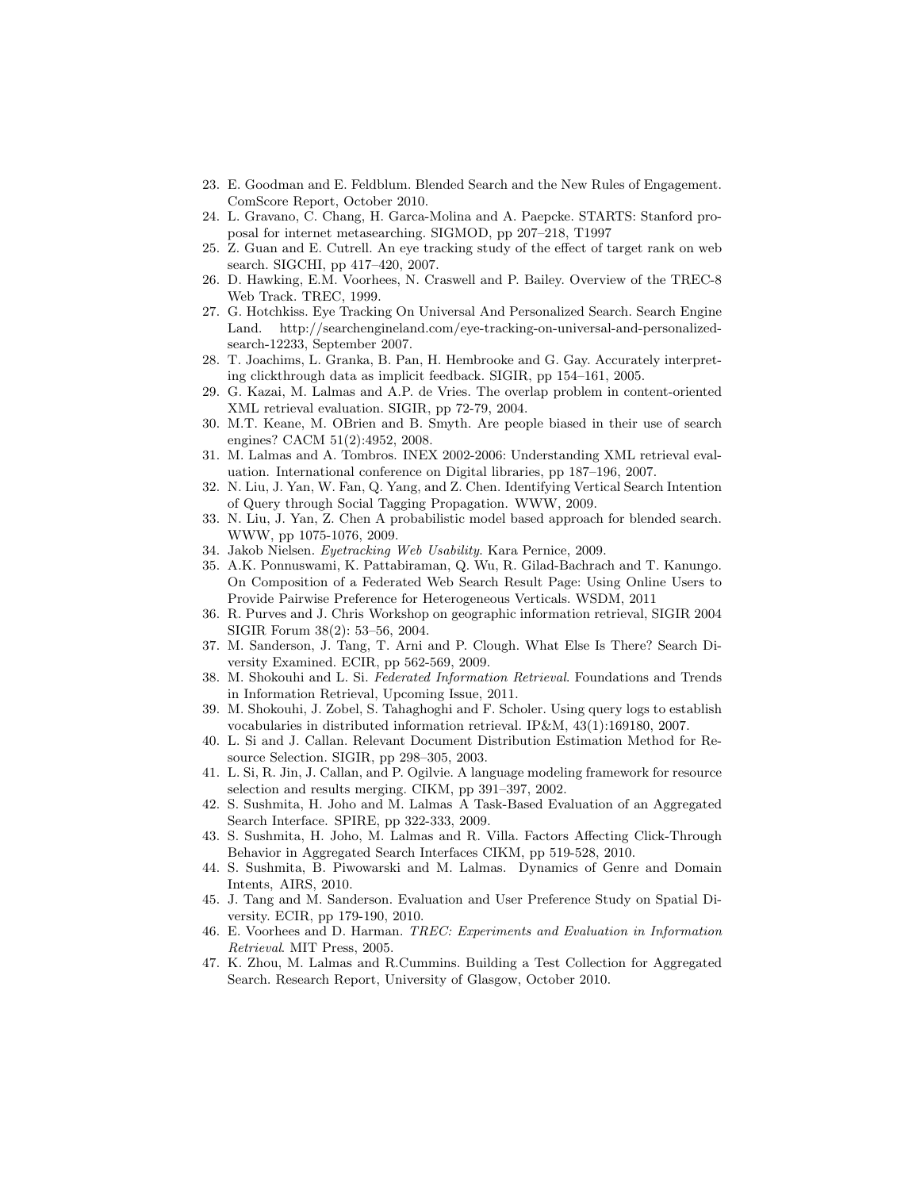23. E. Goodman and E. Feldblum. Blended Search and the New Rules of Engagement. ComScore Report, October 2010.
24. L. Gravano, C. Chang, H. Garca-Molina and A. Paepcke. STARTS: Stanford proposal for internet metasearching. SIGMOD, pp 207–218, T1997
25. Z. Guan and E. Cutrell. An eye tracking study of the effect of target rank on web search. SIGCHI, pp 417–420, 2007.
26. D. Hawking, E.M. Voorhees, N. Craswell and P. Bailey. Overview of the TREC-8 Web Track. TREC, 1999.
27. G. Hotchkiss. Eye Tracking On Universal And Personalized Search. Search Engine Land. http://searchengineland.com/eye-tracking-on-universal-and-personalized-search-12233, September 2007.
28. T. Joachims, L. Granka, B. Pan, H. Hembrooke and G. Gay. Accurately interpreting clickthrough data as implicit feedback. SIGIR, pp 154–161, 2005.
29. G. Kazai, M. Lalmas and A.P. de Vries. The overlap problem in content-oriented XML retrieval evaluation. SIGIR, pp 72-79, 2004.
30. M.T. Keane, M. OBrien and B. Smyth. Are people biased in their use of search engines? CACM 51(2):4952, 2008.
31. M. Lalmas and A. Tombros. INEX 2002-2006: Understanding XML retrieval evaluation. International conference on Digital libraries, pp 187–196, 2007.
32. N. Liu, J. Yan, W. Fan, Q. Yang, and Z. Chen. Identifying Vertical Search Intention of Query through Social Tagging Propagation. WWW, 2009.
33. N. Liu, J. Yan, Z. Chen A probabilistic model based approach for blended search. WWW, pp 1075-1076, 2009.
34. Jakob Nielsen. *Eyetracking Web Usability*. Kara Pernice, 2009.
35. A.K. Ponnuswami, K. Pattabiraman, Q. Wu, R. Gilad-Bachrach and T. Kanungo. On Composition of a Federated Web Search Result Page: Using Online Users to Provide Pairwise Preference for Heterogeneous Verticals. WSDM, 2011
36. R. Purves and J. Chris Workshop on geographic information retrieval, SIGIR 2004 SIGIR Forum 38(2): 53–56, 2004.
37. M. Sanderson, J. Tang, T. Arni and P. Clough. What Else Is There? Search Diversity Examined. ECIR, pp 562-569, 2009.
38. M. Shokouhi and L. Si. *Federated Information Retrieval*. Foundations and Trends in Information Retrieval, Upcoming Issue, 2011.
39. M. Shokouhi, J. Zobel, S. Tahaghoghi and F. Scholer. Using query logs to establish vocabularies in distributed information retrieval. IP&M, 43(1):169180, 2007.
40. L. Si and J. Callan. Relevant Document Distribution Estimation Method for Resource Selection. SIGIR, pp 298–305, 2003.
41. L. Si, R. Jin, J. Callan, and P. Ogilvie. A language modeling framework for resource selection and results merging. CIKM, pp 391–397, 2002.
42. S. Sushmita, H. Joho and M. Lalmas A Task-Based Evaluation of an Aggregated Search Interface. SPIRE, pp 322-333, 2009.
43. S. Sushmita, H. Joho, M. Lalmas and R. Villa. Factors Affecting Click-Through Behavior in Aggregated Search Interfaces CIKM, pp 519-528, 2010.
44. S. Sushmita, B. Piwowarski and M. Lalmas. Dynamics of Genre and Domain Intents, AIRS, 2010.
45. J. Tang and M. Sanderson. Evaluation and User Preference Study on Spatial Diversity. ECIR, pp 179-190, 2010.
46. E. Voorhees and D. Harman. *TREC: Experiments and Evaluation in Information Retrieval*. MIT Press, 2005.
47. K. Zhou, M. Lalmas and R.Cummins. Building a Test Collection for Aggregated Search. Research Report, University of Glasgow, October 2010.